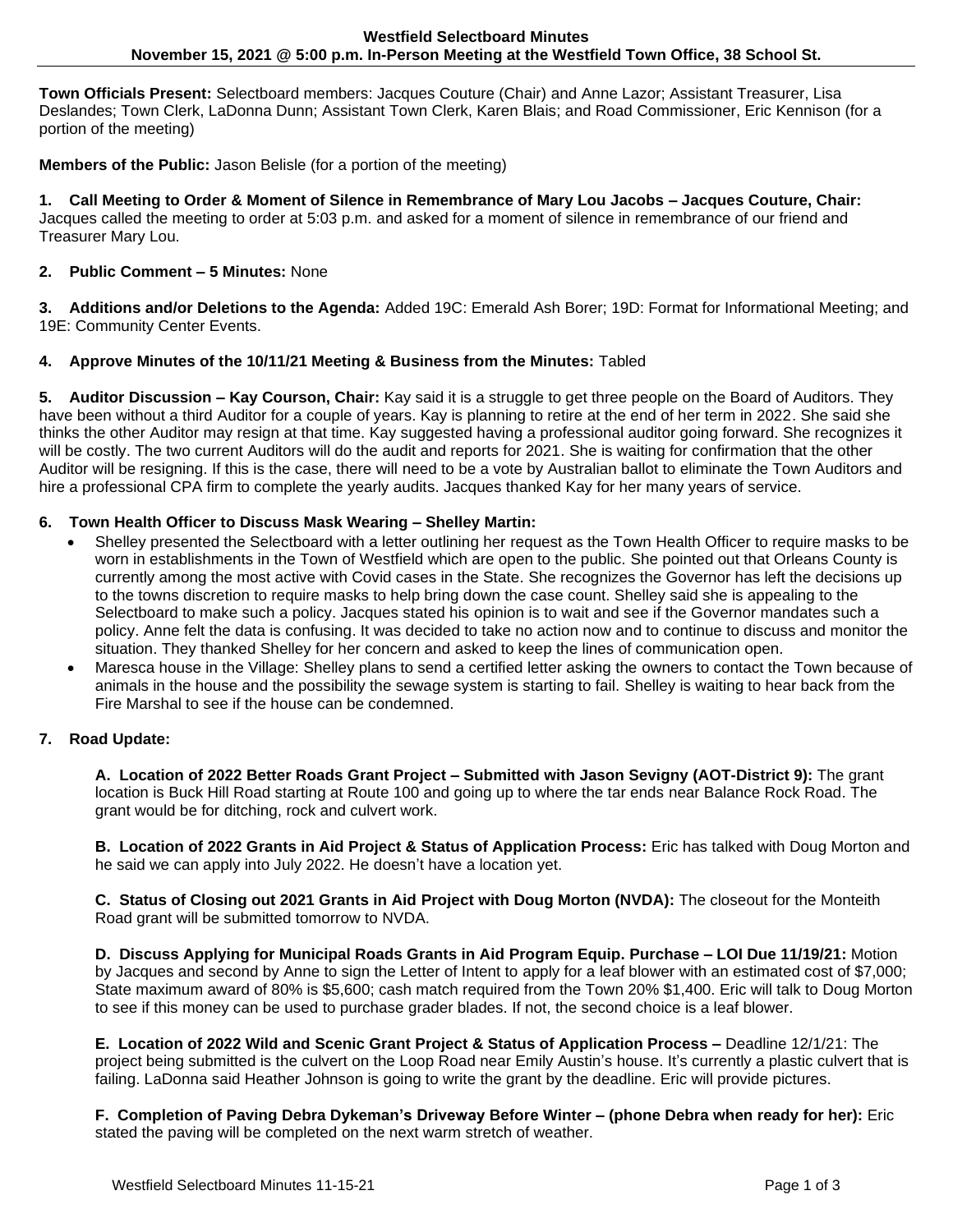**Westfield Selectboard Minutes**
**November 15, 2021 @ 5:00 p.m. In-Person Meeting at the Westfield Town Office, 38 School St.**

**Town Officials Present:** Selectboard members: Jacques Couture (Chair) and Anne Lazor; Assistant Treasurer, Lisa Deslandes; Town Clerk, LaDonna Dunn; Assistant Town Clerk, Karen Blais; and Road Commissioner, Eric Kennison (for a portion of the meeting)

**Members of the Public:** Jason Belisle (for a portion of the meeting)

**1. Call Meeting to Order & Moment of Silence in Remembrance of Mary Lou Jacobs – Jacques Couture, Chair:** Jacques called the meeting to order at 5:03 p.m. and asked for a moment of silence in remembrance of our friend and Treasurer Mary Lou.

**2. Public Comment – 5 Minutes:** None

**3. Additions and/or Deletions to the Agenda:** Added 19C: Emerald Ash Borer; 19D: Format for Informational Meeting; and 19E: Community Center Events.

**4. Approve Minutes of the 10/11/21 Meeting & Business from the Minutes:** Tabled

**5. Auditor Discussion – Kay Courson, Chair:** Kay said it is a struggle to get three people on the Board of Auditors. They have been without a third Auditor for a couple of years. Kay is planning to retire at the end of her term in 2022. She said she thinks the other Auditor may resign at that time. Kay suggested having a professional auditor going forward. She recognizes it will be costly. The two current Auditors will do the audit and reports for 2021. She is waiting for confirmation that the other Auditor will be resigning. If this is the case, there will need to be a vote by Australian ballot to eliminate the Town Auditors and hire a professional CPA firm to complete the yearly audits. Jacques thanked Kay for her many years of service.

**6. Town Health Officer to Discuss Mask Wearing – Shelley Martin:**

- Shelley presented the Selectboard with a letter outlining her request as the Town Health Officer to require masks to be worn in establishments in the Town of Westfield which are open to the public. She pointed out that Orleans County is currently among the most active with Covid cases in the State. She recognizes the Governor has left the decisions up to the towns discretion to require masks to help bring down the case count. Shelley said she is appealing to the Selectboard to make such a policy. Jacques stated his opinion is to wait and see if the Governor mandates such a policy. Anne felt the data is confusing. It was decided to take no action now and to continue to discuss and monitor the situation. They thanked Shelley for her concern and asked to keep the lines of communication open.
- Maresca house in the Village: Shelley plans to send a certified letter asking the owners to contact the Town because of animals in the house and the possibility the sewage system is starting to fail. Shelley is waiting to hear back from the Fire Marshal to see if the house can be condemned.

**7. Road Update:**

**A. Location of 2022 Better Roads Grant Project – Submitted with Jason Sevigny (AOT-District 9):** The grant location is Buck Hill Road starting at Route 100 and going up to where the tar ends near Balance Rock Road. The grant would be for ditching, rock and culvert work.

**B. Location of 2022 Grants in Aid Project & Status of Application Process:** Eric has talked with Doug Morton and he said we can apply into July 2022. He doesn't have a location yet.

**C. Status of Closing out 2021 Grants in Aid Project with Doug Morton (NVDA):** The closeout for the Monteith Road grant will be submitted tomorrow to NVDA.

**D. Discuss Applying for Municipal Roads Grants in Aid Program Equip. Purchase – LOI Due 11/19/21:** Motion by Jacques and second by Anne to sign the Letter of Intent to apply for a leaf blower with an estimated cost of $7,000; State maximum award of 80% is $5,600; cash match required from the Town 20% $1,400. Eric will talk to Doug Morton to see if this money can be used to purchase grader blades. If not, the second choice is a leaf blower.

**E. Location of 2022 Wild and Scenic Grant Project & Status of Application Process –** Deadline 12/1/21: The project being submitted is the culvert on the Loop Road near Emily Austin's house. It's currently a plastic culvert that is failing. LaDonna said Heather Johnson is going to write the grant by the deadline. Eric will provide pictures.

**F. Completion of Paving Debra Dykeman's Driveway Before Winter – (phone Debra when ready for her):** Eric stated the paving will be completed on the next warm stretch of weather.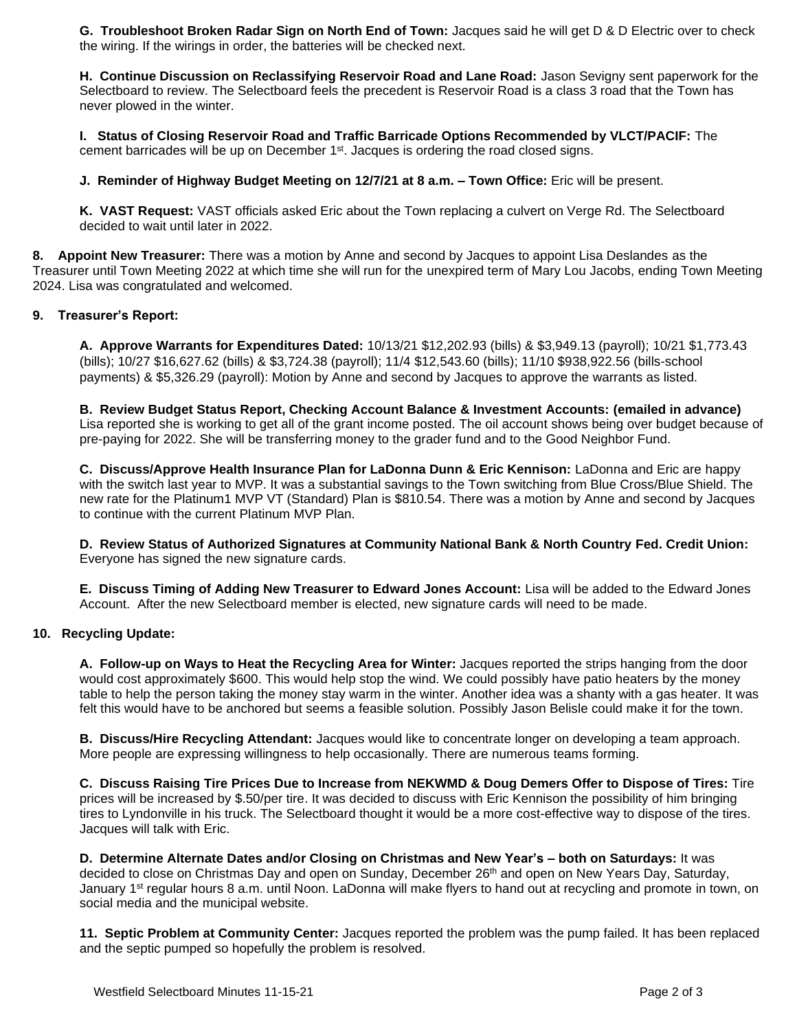**G. Troubleshoot Broken Radar Sign on North End of Town:** Jacques said he will get D & D Electric over to check the wiring. If the wirings in order, the batteries will be checked next.

**H. Continue Discussion on Reclassifying Reservoir Road and Lane Road:** Jason Sevigny sent paperwork for the Selectboard to review. The Selectboard feels the precedent is Reservoir Road is a class 3 road that the Town has never plowed in the winter.

**I. Status of Closing Reservoir Road and Traffic Barricade Options Recommended by VLCT/PACIF:** The cement barricades will be up on December 1st. Jacques is ordering the road closed signs.

**J. Reminder of Highway Budget Meeting on 12/7/21 at 8 a.m. – Town Office:** Eric will be present.

**K. VAST Request:** VAST officials asked Eric about the Town replacing a culvert on Verge Rd. The Selectboard decided to wait until later in 2022.

**8. Appoint New Treasurer:** There was a motion by Anne and second by Jacques to appoint Lisa Deslandes as the Treasurer until Town Meeting 2022 at which time she will run for the unexpired term of Mary Lou Jacobs, ending Town Meeting 2024. Lisa was congratulated and welcomed.

**9. Treasurer's Report:**

**A. Approve Warrants for Expenditures Dated:** 10/13/21 $12,202.93 (bills) & $3,949.13 (payroll); 10/21 $1,773.43 (bills); 10/27 $16,627.62 (bills) & $3,724.38 (payroll); 11/4 $12,543.60 (bills); 11/10 $938,922.56 (bills-school payments) & $5,326.29 (payroll): Motion by Anne and second by Jacques to approve the warrants as listed.

**B. Review Budget Status Report, Checking Account Balance & Investment Accounts: (emailed in advance)** Lisa reported she is working to get all of the grant income posted. The oil account shows being over budget because of pre-paying for 2022. She will be transferring money to the grader fund and to the Good Neighbor Fund.

**C. Discuss/Approve Health Insurance Plan for LaDonna Dunn & Eric Kennison:** LaDonna and Eric are happy with the switch last year to MVP. It was a substantial savings to the Town switching from Blue Cross/Blue Shield. The new rate for the Platinum1 MVP VT (Standard) Plan is $810.54. There was a motion by Anne and second by Jacques to continue with the current Platinum MVP Plan.

**D. Review Status of Authorized Signatures at Community National Bank & North Country Fed. Credit Union:** Everyone has signed the new signature cards.

**E. Discuss Timing of Adding New Treasurer to Edward Jones Account:** Lisa will be added to the Edward Jones Account. After the new Selectboard member is elected, new signature cards will need to be made.

**10. Recycling Update:**

**A. Follow-up on Ways to Heat the Recycling Area for Winter:** Jacques reported the strips hanging from the door would cost approximately $600. This would help stop the wind. We could possibly have patio heaters by the money table to help the person taking the money stay warm in the winter. Another idea was a shanty with a gas heater. It was felt this would have to be anchored but seems a feasible solution. Possibly Jason Belisle could make it for the town.

**B. Discuss/Hire Recycling Attendant:** Jacques would like to concentrate longer on developing a team approach. More people are expressing willingness to help occasionally. There are numerous teams forming.

**C. Discuss Raising Tire Prices Due to Increase from NEKWMD & Doug Demers Offer to Dispose of Tires:** Tire prices will be increased by $.50/per tire. It was decided to discuss with Eric Kennison the possibility of him bringing tires to Lyndonville in his truck. The Selectboard thought it would be a more cost-effective way to dispose of the tires. Jacques will talk with Eric.

**D. Determine Alternate Dates and/or Closing on Christmas and New Year's – both on Saturdays:** It was decided to close on Christmas Day and open on Sunday, December 26th and open on New Years Day, Saturday, January 1st regular hours 8 a.m. until Noon. LaDonna will make flyers to hand out at recycling and promote in town, on social media and the municipal website.

**11. Septic Problem at Community Center:** Jacques reported the problem was the pump failed. It has been replaced and the septic pumped so hopefully the problem is resolved.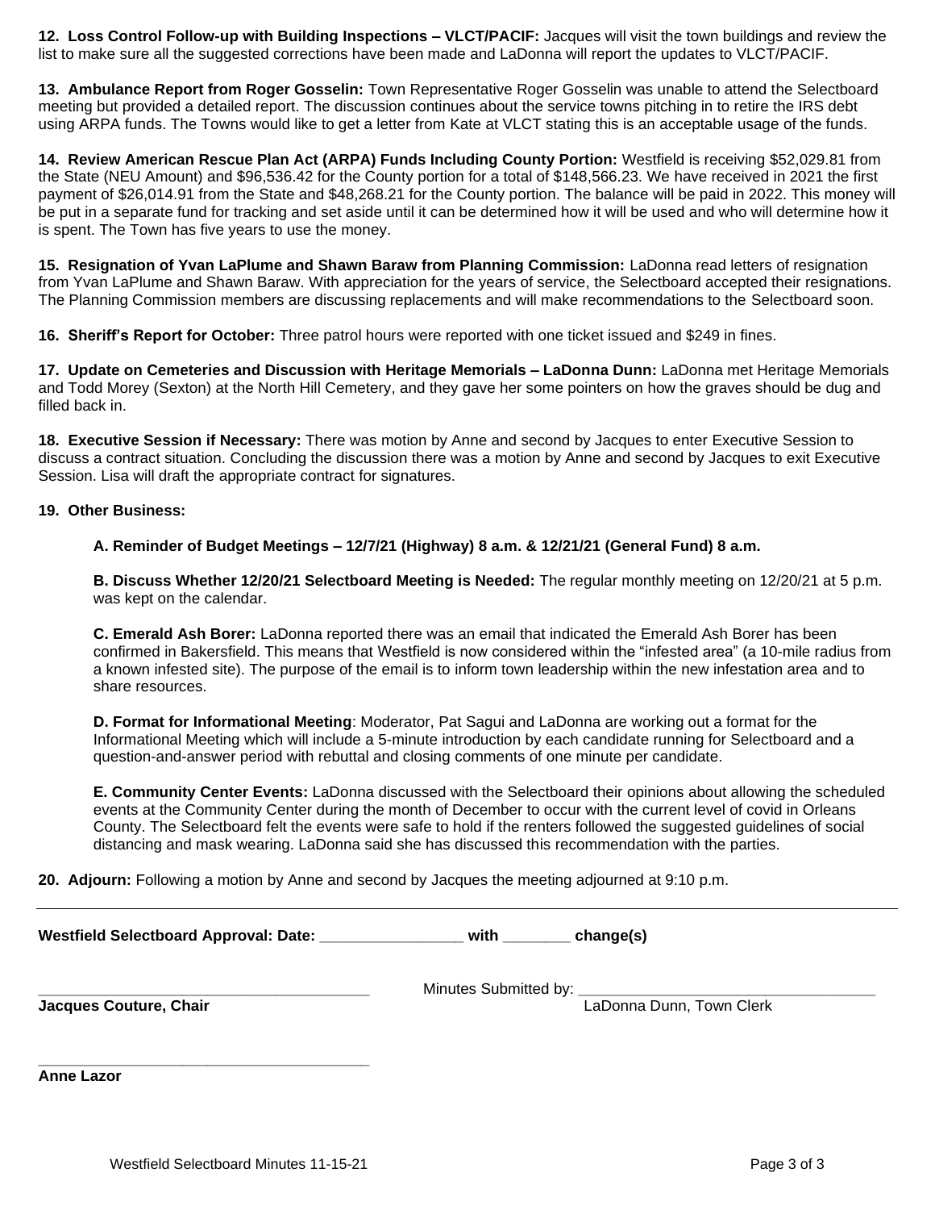**12. Loss Control Follow-up with Building Inspections – VLCT/PACIF:** Jacques will visit the town buildings and review the list to make sure all the suggested corrections have been made and LaDonna will report the updates to VLCT/PACIF.

**13. Ambulance Report from Roger Gosselin:** Town Representative Roger Gosselin was unable to attend the Selectboard meeting but provided a detailed report. The discussion continues about the service towns pitching in to retire the IRS debt using ARPA funds. The Towns would like to get a letter from Kate at VLCT stating this is an acceptable usage of the funds.

**14. Review American Rescue Plan Act (ARPA) Funds Including County Portion:** Westfield is receiving $52,029.81 from the State (NEU Amount) and $96,536.42 for the County portion for a total of $148,566.23. We have received in 2021 the first payment of $26,014.91 from the State and $48,268.21 for the County portion. The balance will be paid in 2022. This money will be put in a separate fund for tracking and set aside until it can be determined how it will be used and who will determine how it is spent. The Town has five years to use the money.

**15. Resignation of Yvan LaPlume and Shawn Baraw from Planning Commission:** LaDonna read letters of resignation from Yvan LaPlume and Shawn Baraw. With appreciation for the years of service, the Selectboard accepted their resignations. The Planning Commission members are discussing replacements and will make recommendations to the Selectboard soon.

**16. Sheriff's Report for October:** Three patrol hours were reported with one ticket issued and $249 in fines.

**17. Update on Cemeteries and Discussion with Heritage Memorials – LaDonna Dunn:** LaDonna met Heritage Memorials and Todd Morey (Sexton) at the North Hill Cemetery, and they gave her some pointers on how the graves should be dug and filled back in.

**18. Executive Session if Necessary:** There was motion by Anne and second by Jacques to enter Executive Session to discuss a contract situation. Concluding the discussion there was a motion by Anne and second by Jacques to exit Executive Session. Lisa will draft the appropriate contract for signatures.

**19. Other Business:**

**A. Reminder of Budget Meetings – 12/7/21 (Highway) 8 a.m. & 12/21/21 (General Fund) 8 a.m.**

**B. Discuss Whether 12/20/21 Selectboard Meeting is Needed:** The regular monthly meeting on 12/20/21 at 5 p.m. was kept on the calendar.

**C. Emerald Ash Borer:** LaDonna reported there was an email that indicated the Emerald Ash Borer has been confirmed in Bakersfield. This means that Westfield is now considered within the "infested area" (a 10-mile radius from a known infested site). The purpose of the email is to inform town leadership within the new infestation area and to share resources.

**D. Format for Informational Meeting**: Moderator, Pat Sagui and LaDonna are working out a format for the Informational Meeting which will include a 5-minute introduction by each candidate running for Selectboard and a question-and-answer period with rebuttal and closing comments of one minute per candidate.

**E. Community Center Events:** LaDonna discussed with the Selectboard their opinions about allowing the scheduled events at the Community Center during the month of December to occur with the current level of covid in Orleans County. The Selectboard felt the events were safe to hold if the renters followed the suggested guidelines of social distancing and mask wearing. LaDonna said she has discussed this recommendation with the parties.

**20. Adjourn:** Following a motion by Anne and second by Jacques the meeting adjourned at 9:10 p.m.

---

**Westfield Selectboard Approval: Date: ________________ with _______ change(s)**

_____________________________________ Minutes Submitted by: _________________________________

**Jacques Couture, Chair** LaDonna Dunn, Town Clerk

_____________________________________

**Anne Lazor**